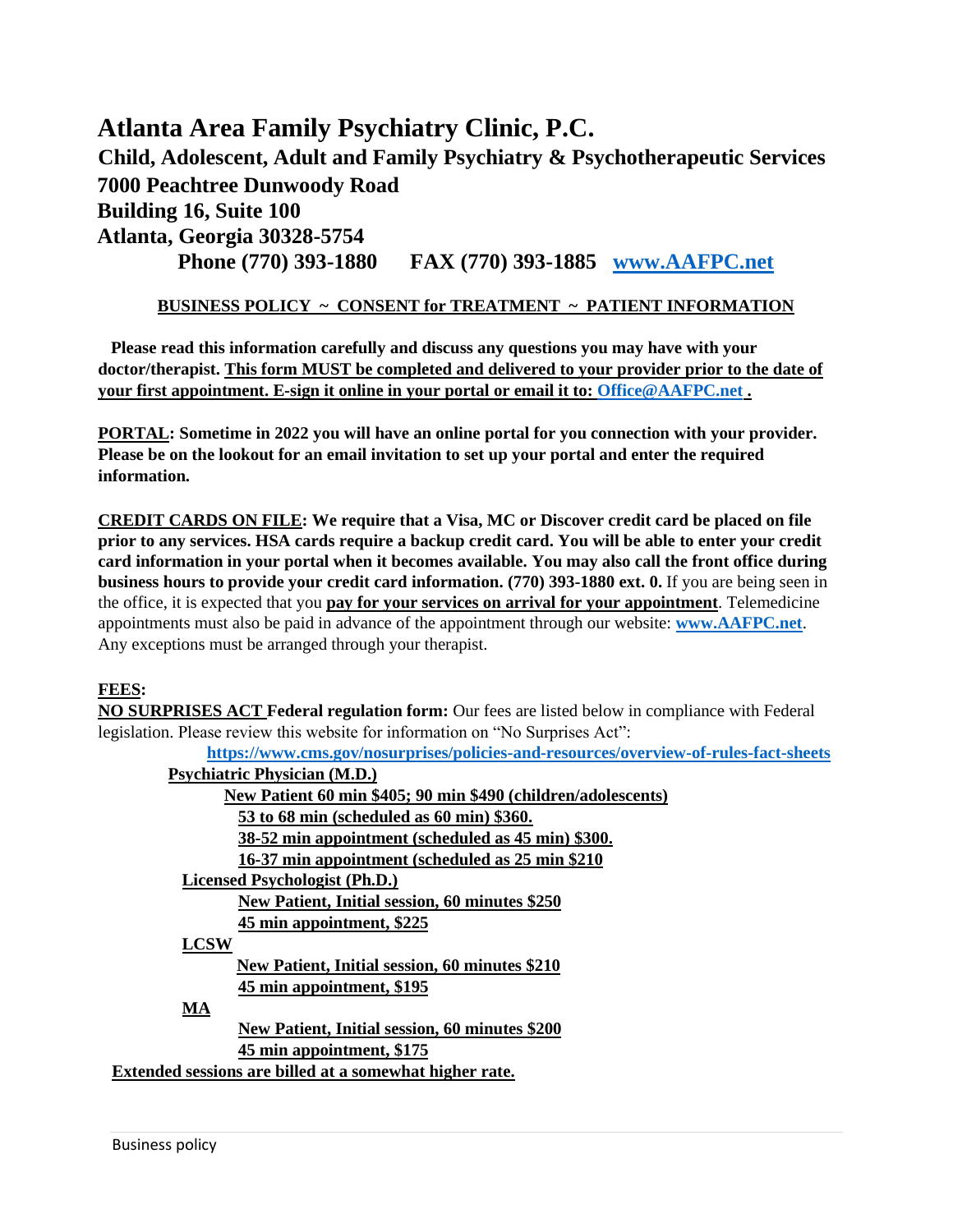# Atlanta Area Family Psychiatry Clinic, P.C.

**Child, Adolescent, Adult and Family Psychiatry & Psychotherapeutic Services**
**7000 Peachtree Dunwoody Road**
**Building 16, Suite 100**
**Atlanta, Georgia 30328-5754**
**Phone (770) 393-1880 FAX (770) 393-1885 www.AAFPC.net**

## BUSINESS POLICY ~ CONSENT for TREATMENT ~ PATIENT INFORMATION

**Please read this information carefully and discuss any questions you may have with your doctor/therapist. This form MUST be completed and delivered to your provider prior to the date of your first appointment. E-sign it online in your portal or email it to: Office@AAFPC.net .**

**PORTAL: Sometime in 2022 you will have an online portal for you connection with your provider. Please be on the lookout for an email invitation to set up your portal and enter the required information.**

**CREDIT CARDS ON FILE: We require that a Visa, MC or Discover credit card be placed on file prior to any services. HSA cards require a backup credit card. You will be able to enter your credit card information in your portal when it becomes available. You may also call the front office during business hours to provide your credit card information. (770) 393-1880 ext. 0.** If you are being seen in the office, it is expected that you **pay for your services on arrival for your appointment**. Telemedicine appointments must also be paid in advance of the appointment through our website: **www.AAFPC.net**. Any exceptions must be arranged through your therapist.

**FEES:**

**NO SURPRISES ACT Federal regulation form:** Our fees are listed below in compliance with Federal legislation. Please review this website for information on "No Surprises Act":
**https://www.cms.gov/nosurprises/policies-and-resources/overview-of-rules-fact-sheets**

**Psychiatric Physician (M.D.)**
- **New Patient 60 min $405; 90 min $490 (children/adolescents)**
- **53 to 68 min (scheduled as 60 min) $360.**
- **38-52 min appointment (scheduled as 45 min) $300.**
- **16-37 min appointment (scheduled as 25 min $210**

**Licensed Psychologist (Ph.D.)**
- **New Patient, Initial session, 60 minutes $250**
- **45 min appointment, $225**

**LCSW**
- **New Patient, Initial session, 60 minutes $210**
- **45 min appointment, $195**

**MA**
- **New Patient, Initial session, 60 minutes $200**
- **45 min appointment, $175**

**Extended sessions are billed at a somewhat higher rate.**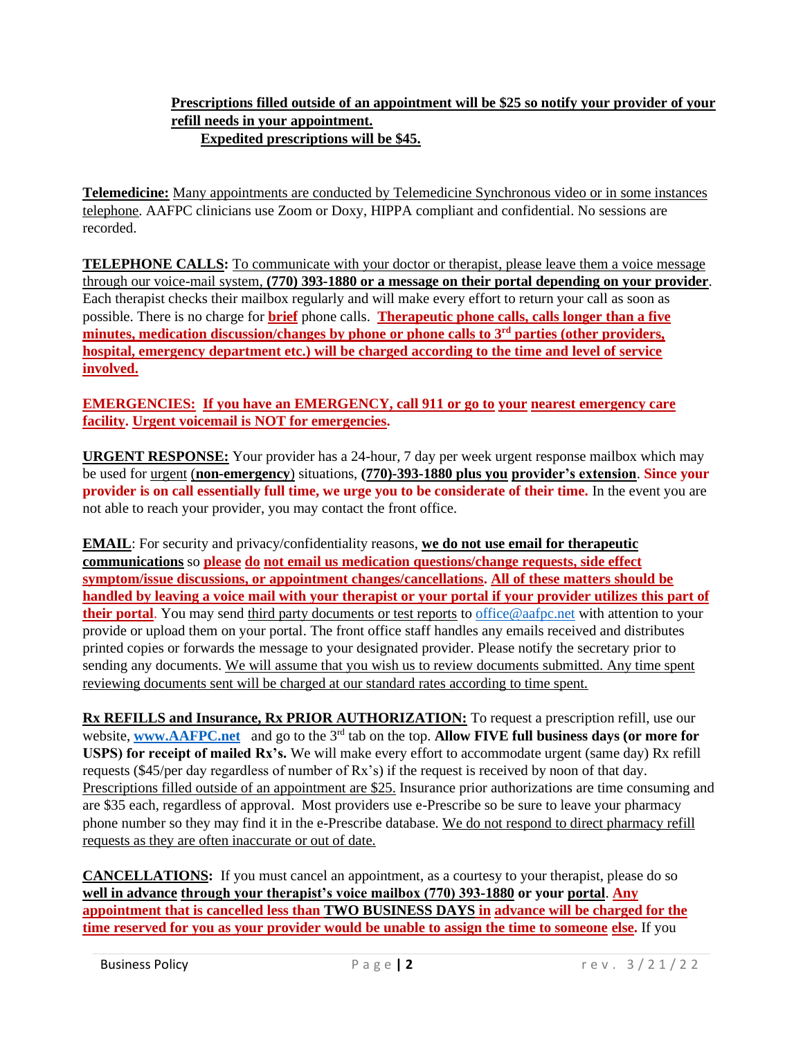**Prescriptions filled outside of an appointment will be $25 so notify your provider of your refill needs in your appointment.**
**Expedited prescriptions will be $45.**

**Telemedicine:** Many appointments are conducted by Telemedicine Synchronous video or in some instances telephone. AAFPC clinicians use Zoom or Doxy, HIPPA compliant and confidential. No sessions are recorded.

**TELEPHONE CALLS:** To communicate with your doctor or therapist, please leave them a voice message through our voice-mail system, **(770) 393-1880 or a message on their portal depending on your provider**. Each therapist checks their mailbox regularly and will make every effort to return your call as soon as possible. There is no charge for **brief** phone calls. **Therapeutic phone calls, calls longer than a five minutes, medication discussion/changes by phone or phone calls to 3rd parties (other providers, hospital, emergency department etc.) will be charged according to the time and level of service involved.**

**EMERGENCIES: If you have an EMERGENCY, call 911 or go to your nearest emergency care facility. Urgent voicemail is NOT for emergencies.**

**URGENT RESPONSE:** Your provider has a 24-hour, 7 day per week urgent response mailbox which may be used for urgent (**non-emergency**) situations, **(770)-393-1880 plus you provider's extension**. **Since your provider is on call essentially full time, we urge you to be considerate of their time.** In the event you are not able to reach your provider, you may contact the front office.

**EMAIL**: For security and privacy/confidentiality reasons, **we do not use email for therapeutic communications** so **please do not email us medication questions/change requests, side effect symptom/issue discussions, or appointment changes/cancellations. All of these matters should be handled by leaving a voice mail with your therapist or your portal if your provider utilizes this part of their portal**. You may send third party documents or test reports to office@aafpc.net with attention to your provide or upload them on your portal. The front office staff handles any emails received and distributes printed copies or forwards the message to your designated provider. Please notify the secretary prior to sending any documents. We will assume that you wish us to review documents submitted. Any time spent reviewing documents sent will be charged at our standard rates according to time spent.

**Rx REFILLS and Insurance, Rx PRIOR AUTHORIZATION:** To request a prescription refill, use our website, **www.AAFPC.net** and go to the 3rd tab on the top. **Allow FIVE full business days (or more for USPS) for receipt of mailed Rx's.** We will make every effort to accommodate urgent (same day) Rx refill requests ($45/per day regardless of number of Rx's) if the request is received by noon of that day. Prescriptions filled outside of an appointment are $25. Insurance prior authorizations are time consuming and are $35 each, regardless of approval. Most providers use e-Prescribe so be sure to leave your pharmacy phone number so they may find it in the e-Prescribe database. We do not respond to direct pharmacy refill requests as they are often inaccurate or out of date.

**CANCELLATIONS:** If you must cancel an appointment, as a courtesy to your therapist, please do so **well in advance through your therapist's voice mailbox (770) 393-1880 or your portal**. **Any appointment that is cancelled less than TWO BUSINESS DAYS in advance will be charged for the time reserved for you as your provider would be unable to assign the time to someone else.** If you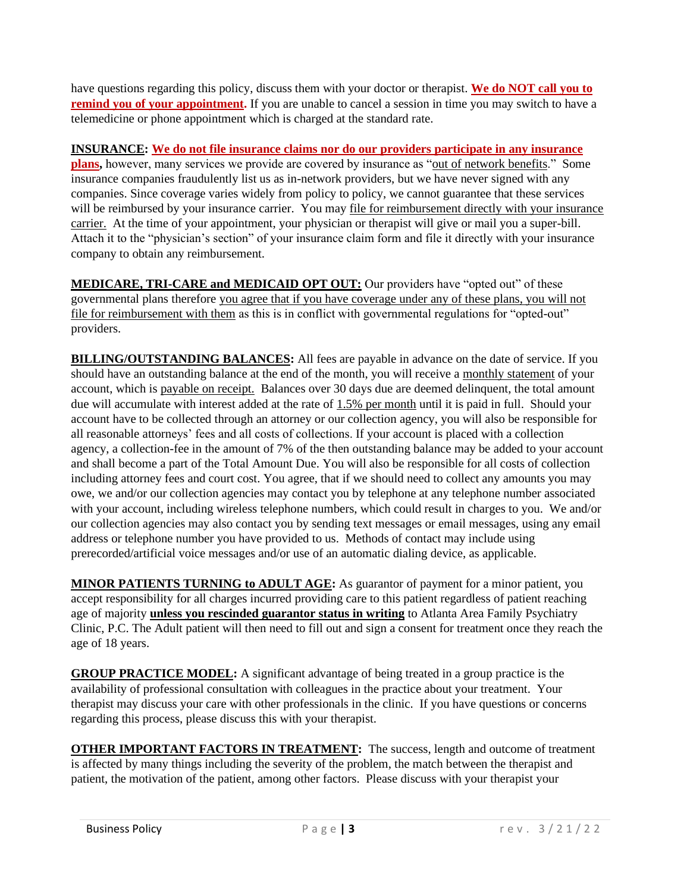have questions regarding this policy, discuss them with your doctor or therapist. **We do NOT call you to remind you of your appointment.** If you are unable to cancel a session in time you may switch to have a telemedicine or phone appointment which is charged at the standard rate.

**INSURANCE: We do not file insurance claims nor do our providers participate in any insurance plans,** however, many services we provide are covered by insurance as "out of network benefits." Some insurance companies fraudulently list us as in-network providers, but we have never signed with any companies. Since coverage varies widely from policy to policy, we cannot guarantee that these services will be reimbursed by your insurance carrier. You may file for reimbursement directly with your insurance carrier. At the time of your appointment, your physician or therapist will give or mail you a super-bill. Attach it to the "physician's section" of your insurance claim form and file it directly with your insurance company to obtain any reimbursement.

**MEDICARE, TRI-CARE and MEDICAID OPT OUT:** Our providers have "opted out" of these governmental plans therefore you agree that if you have coverage under any of these plans, you will not file for reimbursement with them as this is in conflict with governmental regulations for "opted-out" providers.

**BILLING/OUTSTANDING BALANCES:** All fees are payable in advance on the date of service. If you should have an outstanding balance at the end of the month, you will receive a monthly statement of your account, which is payable on receipt. Balances over 30 days due are deemed delinquent, the total amount due will accumulate with interest added at the rate of 1.5% per month until it is paid in full. Should your account have to be collected through an attorney or our collection agency, you will also be responsible for all reasonable attorneys' fees and all costs of collections. If your account is placed with a collection agency, a collection-fee in the amount of 7% of the then outstanding balance may be added to your account and shall become a part of the Total Amount Due. You will also be responsible for all costs of collection including attorney fees and court cost. You agree, that if we should need to collect any amounts you may owe, we and/or our collection agencies may contact you by telephone at any telephone number associated with your account, including wireless telephone numbers, which could result in charges to you. We and/or our collection agencies may also contact you by sending text messages or email messages, using any email address or telephone number you have provided to us. Methods of contact may include using prerecorded/artificial voice messages and/or use of an automatic dialing device, as applicable.

**MINOR PATIENTS TURNING to ADULT AGE:** As guarantor of payment for a minor patient, you accept responsibility for all charges incurred providing care to this patient regardless of patient reaching age of majority **unless you rescinded guarantor status in writing** to Atlanta Area Family Psychiatry Clinic, P.C. The Adult patient will then need to fill out and sign a consent for treatment once they reach the age of 18 years.

**GROUP PRACTICE MODEL:** A significant advantage of being treated in a group practice is the availability of professional consultation with colleagues in the practice about your treatment. Your therapist may discuss your care with other professionals in the clinic. If you have questions or concerns regarding this process, please discuss this with your therapist.

**OTHER IMPORTANT FACTORS IN TREATMENT:** The success, length and outcome of treatment is affected by many things including the severity of the problem, the match between the therapist and patient, the motivation of the patient, among other factors. Please discuss with your therapist your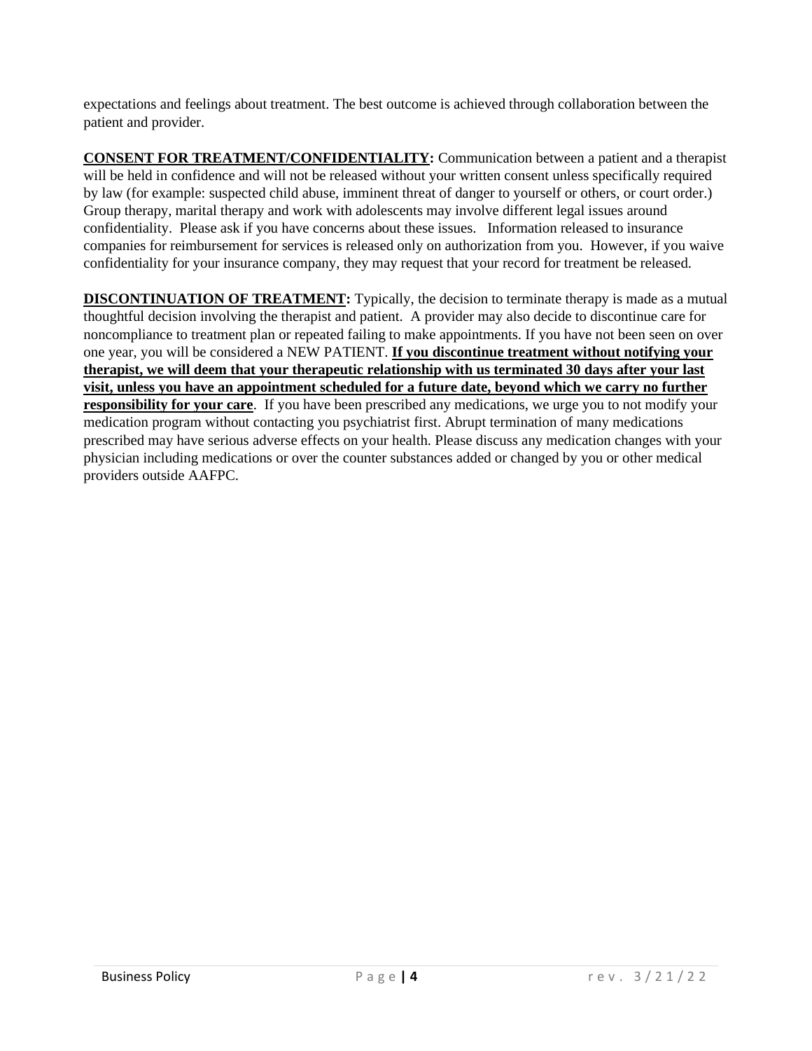expectations and feelings about treatment. The best outcome is achieved through collaboration between the patient and provider.

**CONSENT FOR TREATMENT/CONFIDENTIALITY:** Communication between a patient and a therapist will be held in confidence and will not be released without your written consent unless specifically required by law (for example: suspected child abuse, imminent threat of danger to yourself or others, or court order.) Group therapy, marital therapy and work with adolescents may involve different legal issues around confidentiality. Please ask if you have concerns about these issues. Information released to insurance companies for reimbursement for services is released only on authorization from you. However, if you waive confidentiality for your insurance company, they may request that your record for treatment be released.

**DISCONTINUATION OF TREATMENT:** Typically, the decision to terminate therapy is made as a mutual thoughtful decision involving the therapist and patient. A provider may also decide to discontinue care for noncompliance to treatment plan or repeated failing to make appointments. If you have not been seen on over one year, you will be considered a NEW PATIENT. **If you discontinue treatment without notifying your therapist, we will deem that your therapeutic relationship with us terminated 30 days after your last visit, unless you have an appointment scheduled for a future date, beyond which we carry no further responsibility for your care**. If you have been prescribed any medications, we urge you to not modify your medication program without contacting you psychiatrist first. Abrupt termination of many medications prescribed may have serious adverse effects on your health. Please discuss any medication changes with your physician including medications or over the counter substances added or changed by you or other medical providers outside AAFPC.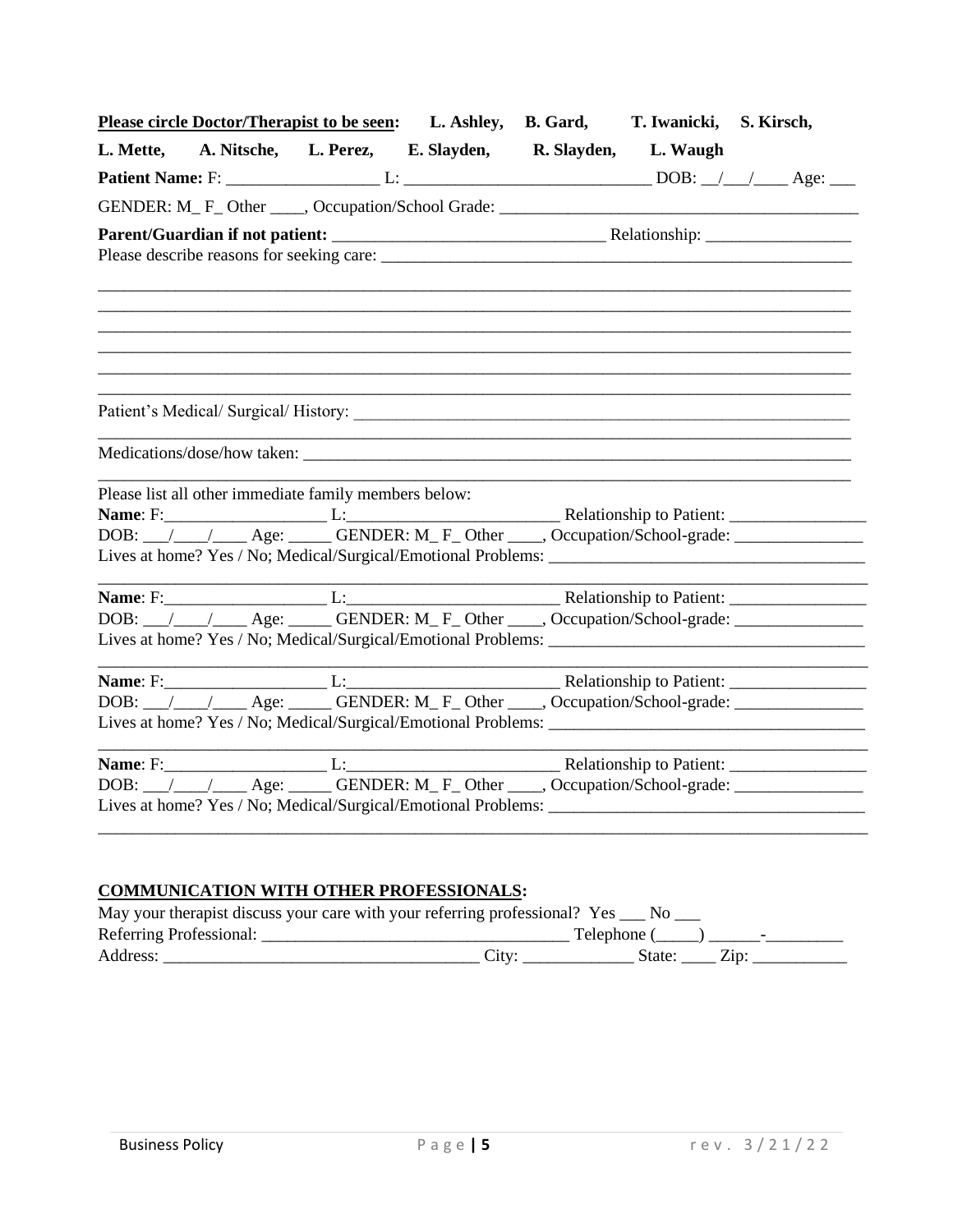**<u>Please circle Doctor/Therapist to be seen</u>: L. Ashley, B. Gard, T. Iwanicki, S. Kirsch,**

**L. Mette, A. Nitsche, L. Perez, E. Slayden, R. Slayden, L. Waugh**

**Patient Name:** F: __________________ L: ____________________________ DOB: __/___/____ Age: ___

GENDER: M_ F_ Other ____, Occupation/School Grade: __________________________________________

**Parent/Guardian if not patient:** _______________________________ Relationship: _________________

Please describe reasons for seeking care: _________________________________________________________

____________________________________________________________________________________________

____________________________________________________________________________________________

____________________________________________________________________________________________

____________________________________________________________________________________________

____________________________________________________________________________________________

____________________________________________________________________________________________

Patient's Medical/ Surgical/ History: _____________________________________________________________

____________________________________________________________________________________________

Medications/dose/how taken: ____________________________________________________________________

____________________________________________________________________________________________

Please list all other immediate family members below:

**Name**: F:___________________ L:_________________________ Relationship to Patient: ________________

DOB: ___/____/____ Age: _____ GENDER: M_ F_ Other ____, Occupation/School-grade: _______________

Lives at home? Yes / No; Medical/Surgical/Emotional Problems: ____________________________________

____________________________________________________________________________________________

**Name**: F:___________________ L:_________________________ Relationship to Patient: ________________

DOB: ___/____/____ Age: _____ GENDER: M_ F_ Other ____, Occupation/School-grade: _______________

Lives at home? Yes / No; Medical/Surgical/Emotional Problems: ____________________________________

____________________________________________________________________________________________

**Name**: F:___________________ L:_________________________ Relationship to Patient: ________________

DOB: ___/____/____ Age: _____ GENDER: M_ F_ Other ____, Occupation/School-grade: _______________

Lives at home? Yes / No; Medical/Surgical/Emotional Problems: ____________________________________

____________________________________________________________________________________________

**Name**: F:___________________ L:_________________________ Relationship to Patient: ________________

DOB: ___/____/____ Age: _____ GENDER: M_ F_ Other ____, Occupation/School-grade: _______________

Lives at home? Yes / No; Medical/Surgical/Emotional Problems: ____________________________________

____________________________________________________________________________________________

## <u>COMMUNICATION WITH OTHER PROFESSIONALS</u>:

May your therapist discuss your care with your referring professional? Yes ___ No ___

Referring Professional: ____________________________________ Telephone (_____) ______-_________

Address: _____________________________________ City: _____________ State: ____ Zip: ___________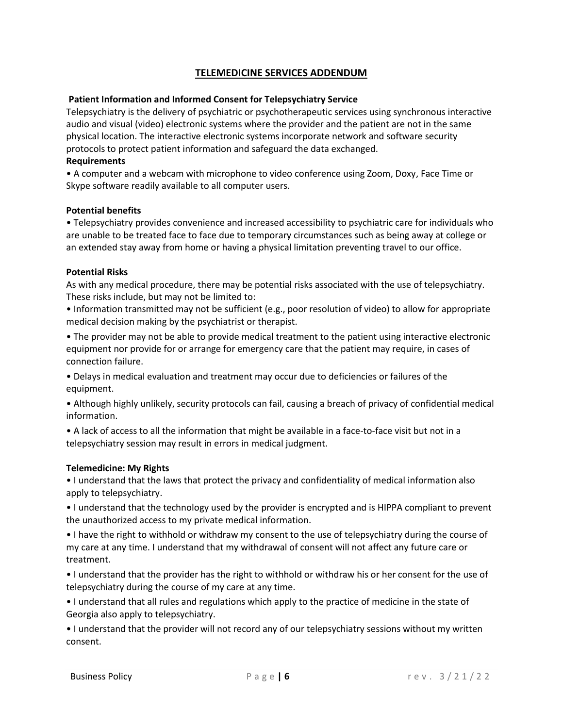## TELEMEDICINE SERVICES ADDENDUM

**Patient Information and Informed Consent for Telepsychiatry Service**

Telepsychiatry is the delivery of psychiatric or psychotherapeutic services using synchronous interactive audio and visual (video) electronic systems where the provider and the patient are not in the same physical location. The interactive electronic systems incorporate network and software security protocols to protect patient information and safeguard the data exchanged.

**Requirements**

- A computer and a webcam with microphone to video conference using Zoom, Doxy, Face Time or Skype software readily available to all computer users.

**Potential benefits**

- Telepsychiatry provides convenience and increased accessibility to psychiatric care for individuals who are unable to be treated face to face due to temporary circumstances such as being away at college or an extended stay away from home or having a physical limitation preventing travel to our office.

**Potential Risks**

As with any medical procedure, there may be potential risks associated with the use of telepsychiatry. These risks include, but may not be limited to:

- Information transmitted may not be sufficient (e.g., poor resolution of video) to allow for appropriate medical decision making by the psychiatrist or therapist.
- The provider may not be able to provide medical treatment to the patient using interactive electronic equipment nor provide for or arrange for emergency care that the patient may require, in cases of connection failure.
- Delays in medical evaluation and treatment may occur due to deficiencies or failures of the equipment.
- Although highly unlikely, security protocols can fail, causing a breach of privacy of confidential medical information.
- A lack of access to all the information that might be available in a face-to-face visit but not in a telepsychiatry session may result in errors in medical judgment.

**Telemedicine: My Rights**

- I understand that the laws that protect the privacy and confidentiality of medical information also apply to telepsychiatry.
- I understand that the technology used by the provider is encrypted and is HIPPA compliant to prevent the unauthorized access to my private medical information.
- I have the right to withhold or withdraw my consent to the use of telepsychiatry during the course of my care at any time. I understand that my withdrawal of consent will not affect any future care or treatment.
- I understand that the provider has the right to withhold or withdraw his or her consent for the use of telepsychiatry during the course of my care at any time.
- I understand that all rules and regulations which apply to the practice of medicine in the state of Georgia also apply to telepsychiatry.
- I understand that the provider will not record any of our telepsychiatry sessions without my written consent.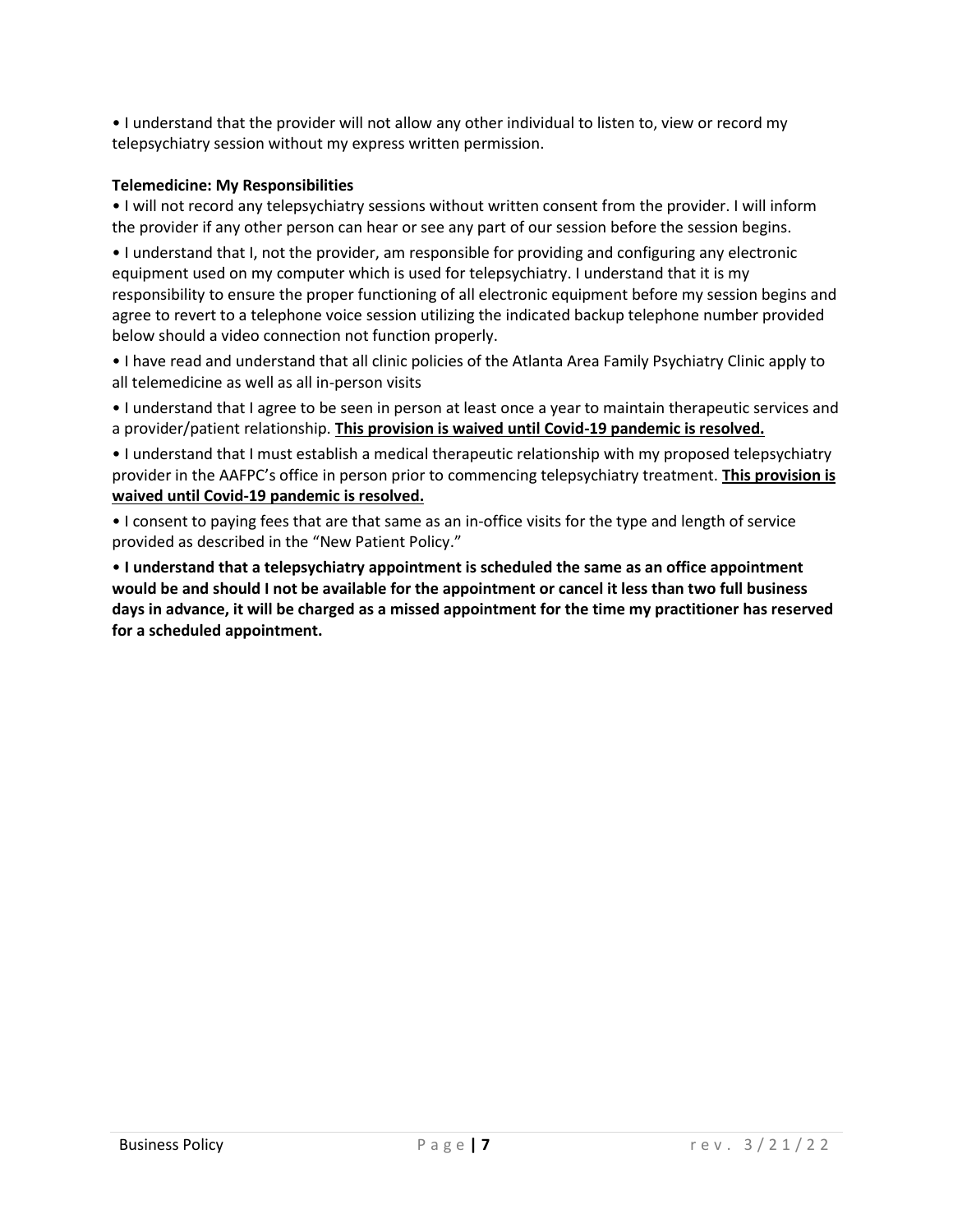• I understand that the provider will not allow any other individual to listen to, view or record my telepsychiatry session without my express written permission.

**Telemedicine: My Responsibilities**

• I will not record any telepsychiatry sessions without written consent from the provider. I will inform the provider if any other person can hear or see any part of our session before the session begins.

• I understand that I, not the provider, am responsible for providing and configuring any electronic equipment used on my computer which is used for telepsychiatry. I understand that it is my responsibility to ensure the proper functioning of all electronic equipment before my session begins and agree to revert to a telephone voice session utilizing the indicated backup telephone number provided below should a video connection not function properly.

• I have read and understand that all clinic policies of the Atlanta Area Family Psychiatry Clinic apply to all telemedicine as well as all in-person visits

• I understand that I agree to be seen in person at least once a year to maintain therapeutic services and a provider/patient relationship. **<u>This provision is waived until Covid-19 pandemic is resolved.</u>**

• I understand that I must establish a medical therapeutic relationship with my proposed telepsychiatry provider in the AAFPC's office in person prior to commencing telepsychiatry treatment. **<u>This provision is waived until Covid-19 pandemic is resolved.</u>**

• I consent to paying fees that are that same as an in-office visits for the type and length of service provided as described in the "New Patient Policy."

• **I understand that a telepsychiatry appointment is scheduled the same as an office appointment would be and should I not be available for the appointment or cancel it less than two full business days in advance, it will be charged as a missed appointment for the time my practitioner has reserved for a scheduled appointment.**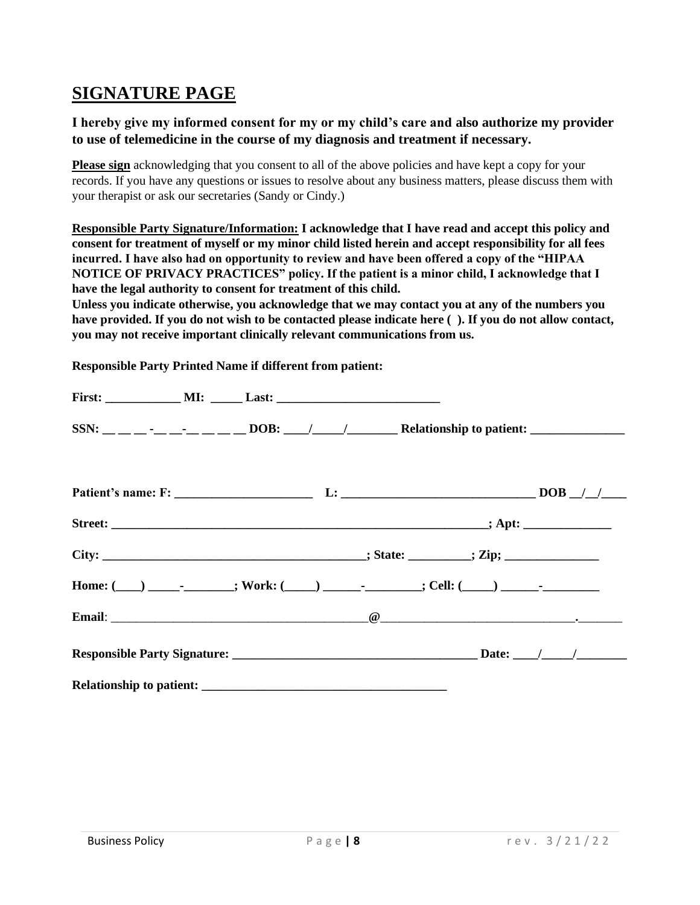# SIGNATURE PAGE

**I hereby give my informed consent for my or my child's care and also authorize my provider to use of telemedicine in the course of my diagnosis and treatment if necessary.**

**Please sign** acknowledging that you consent to all of the above policies and have kept a copy for your records. If you have any questions or issues to resolve about any business matters, please discuss them with your therapist or ask our secretaries (Sandy or Cindy.)

**Responsible Party Signature/Information: I acknowledge that I have read and accept this policy and consent for treatment of myself or my minor child listed herein and accept responsibility for all fees incurred. I have also had on opportunity to review and have been offered a copy of the "HIPAA NOTICE OF PRIVACY PRACTICES" policy. If the patient is a minor child, I acknowledge that I have the legal authority to consent for treatment of this child.**
**Unless you indicate otherwise, you acknowledge that we may contact you at any of the numbers you have provided. If you do not wish to be contacted please indicate here ( ). If you do not allow contact, you may not receive important clinically relevant communications from us.**

**Responsible Party Printed Name if different from patient:**

**First: ____________ MI: _____ Last: __________________________**

**SSN: __ __ __ -__ __-__ __ __ __ DOB: ____/_____/________ Relationship to patient: _______________**

**Patient's name: F: ______________________ L: _______________________________ DOB __/__/____**

**Street: ______________________________________________________________; Apt: ______________**

**City: __________________________________________; State: __________; Zip; _______________**

**Home: (____) _____-________; Work: (_____) ______-_________; Cell: (_____) ______-_________**

**Email**: _________________________________________@_______________________________._______

**Responsible Party Signature: _______________________________________ Date: ____/_____/________**

**Relationship to patient: _______________________________________**